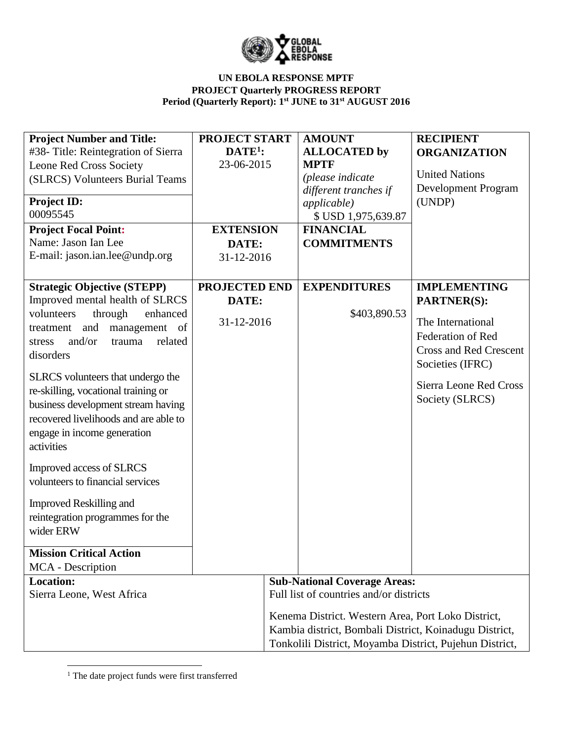**UN EBOLA RESPONSE MPTF**
**PROJECT Quarterly PROGRESS REPORT**
**Period (Quarterly Report): 1st JUNE to 31st AUGUST 2016**

| **Project Number and Title:** #38- Title: Reintegration of Sierra Leone Red Cross Society (SLRCS) Volunteers Burial Teams<br><br>**Project ID:** 00095545 | **PROJECT START DATE[1]:** 23-06-2015 | **AMOUNT ALLOCATED by MPTF** *(please indicate different tranches if applicable)* $ USD 1,975,639.87 | **RECIPIENT ORGANIZATION**<br><br>United Nations Development Program (UNDP) |
|---|---|---|---|
| **Project Focal Point:** Name: Jason Ian Lee E-mail: jason.ian.lee@undp.org | **EXTENSION DATE:** 31-12-2016 | **FINANCIAL COMMITMENTS** | |
| **Strategic Objective (STEPP)** Improved mental health of SLRCS volunteers through enhanced treatment and management of stress and/or trauma related disorders<br><br>SLRCS volunteers that undergo the re-skilling, vocational training or business development stream having recovered livelihoods and are able to engage in income generation activities<br><br>Improved access of SLRCS volunteers to financial services<br><br>Improved Reskilling and reintegration programmes for the wider ERW<br><br>**Mission Critical Action** MCA - Description | **PROJECTED END DATE:** 31-12-2016 | **EXPENDITURES** $403,890.53 | **IMPLEMENTING PARTNER(S):**<br><br>The International Federation of Red Cross and Red Crescent Societies (IFRC)<br><br>Sierra Leone Red Cross Society (SLRCS) |
| **Location:** Sierra Leone, West Africa | | **Sub-National Coverage Areas:** Full list of countries and/or districts<br><br>Kenema District. Western Area, Port Loko District, Kambia district, Bombali District, Koinadugu District, Tonkolili District, Moyamba District, Pujehun District, | |

[1] The date project funds were first transferred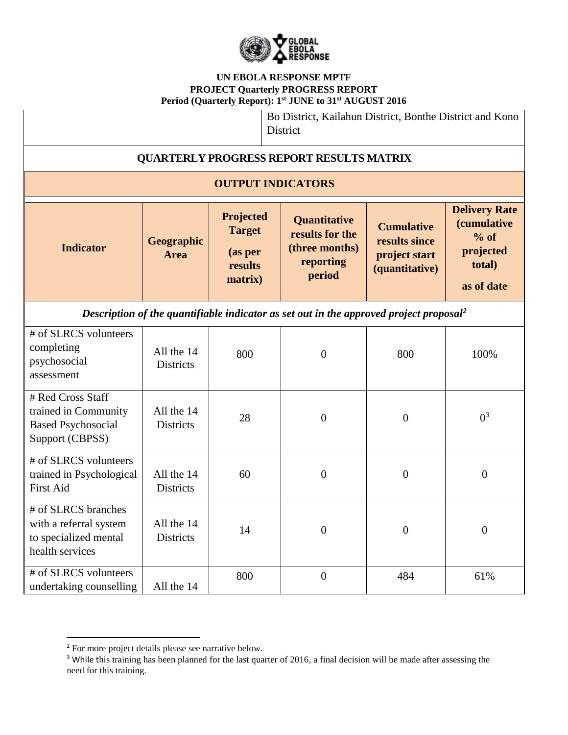**UN EBOLA RESPONSE MPTF**
**PROJECT Quarterly PROGRESS REPORT**
**Period (Quarterly Report): 1st JUNE to 31st AUGUST 2016**

| | Bo District, Kailahun District, Bonthe District and Kono District |
|---|---|

## QUARTERLY PROGRESS REPORT RESULTS MATRIX

### OUTPUT INDICATORS

| Indicator | Geographic Area | Projected Target (as per results matrix) | Quantitative results for the (three months) reporting period | Cumulative results since project start (quantitative) | Delivery Rate (cumulative % of projected total) as of date |
|---|---|---|---|---|---|
| *Description of the quantifiable indicator as set out in the approved project proposal[2]* | | | | | |
| # of SLRCS volunteers completing psychosocial assessment | All the 14 Districts | 800 | 0 | 800 | 100% |
| # Red Cross Staff trained in Community Based Psychosocial Support (CBPSS) | All the 14 Districts | 28 | 0 | 0 | 0[3] |
| # of SLRCS volunteers trained in Psychological First Aid | All the 14 Districts | 60 | 0 | 0 | 0 |
| # of SLRCS branches with a referral system to specialized mental health services | All the 14 Districts | 14 | 0 | 0 | 0 |
| # of SLRCS volunteers undertaking counselling | All the 14 | 800 | 0 | 484 | 61% |

[2] For more project details please see narrative below.

[3] While this training has been planned for the last quarter of 2016, a final decision will be made after assessing the need for this training.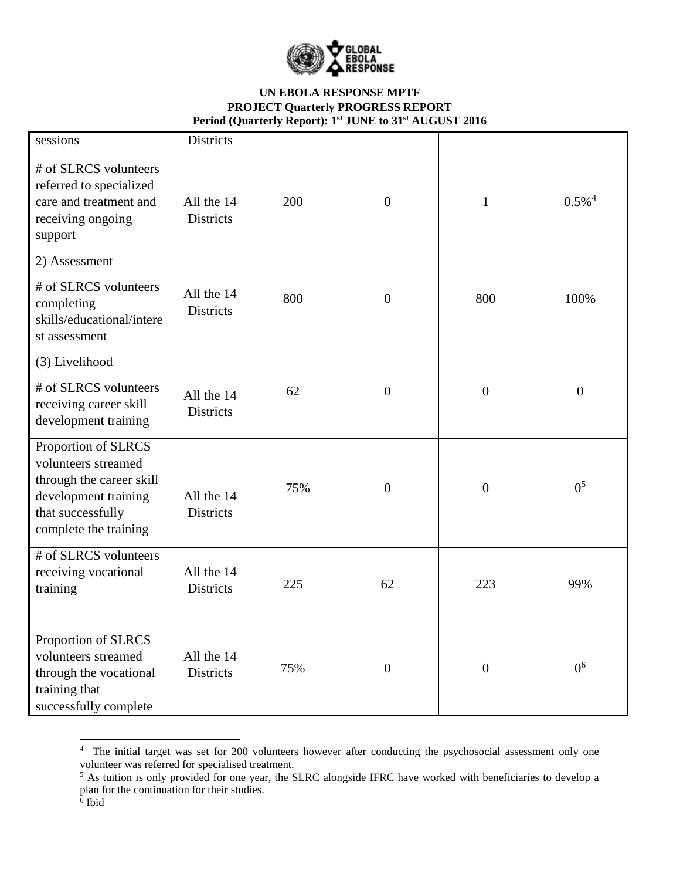UN EBOLA RESPONSE MPTF
PROJECT Quarterly PROGRESS REPORT
Period (Quarterly Report): 1st JUNE to 31st AUGUST 2016

| | | | | | |
|---|---|---|---|---|---|
| sessions | Districts | | | | |
| # of SLRCS volunteers referred to specialized care and treatment and receiving ongoing support | All the 14 Districts | 200 | 0 | 1 | 0.5%[4] |
| 2) Assessment<br># of SLRCS volunteers completing skills/educational/interest assessment | All the 14 Districts | 800 | 0 | 800 | 100% |
| (3) Livelihood<br># of SLRCS volunteers receiving career skill development training | All the 14 Districts | 62 | 0 | 0 | 0 |
| Proportion of SLRCS volunteers streamed through the career skill development training that successfully complete the training | All the 14 Districts | 75% | 0 | 0 | 0[5] |
| # of SLRCS volunteers receiving vocational training | All the 14 Districts | 225 | 62 | 223 | 99% |
| Proportion of SLRCS volunteers streamed through the vocational training that successfully complete | All the 14 Districts | 75% | 0 | 0 | 0[6] |

---

[4] The initial target was set for 200 volunteers however after conducting the psychosocial assessment only one volunteer was referred for specialised treatment.

[5] As tuition is only provided for one year, the SLRC alongside IFRC have worked with beneficiaries to develop a plan for the continuation for their studies.

[6] Ibid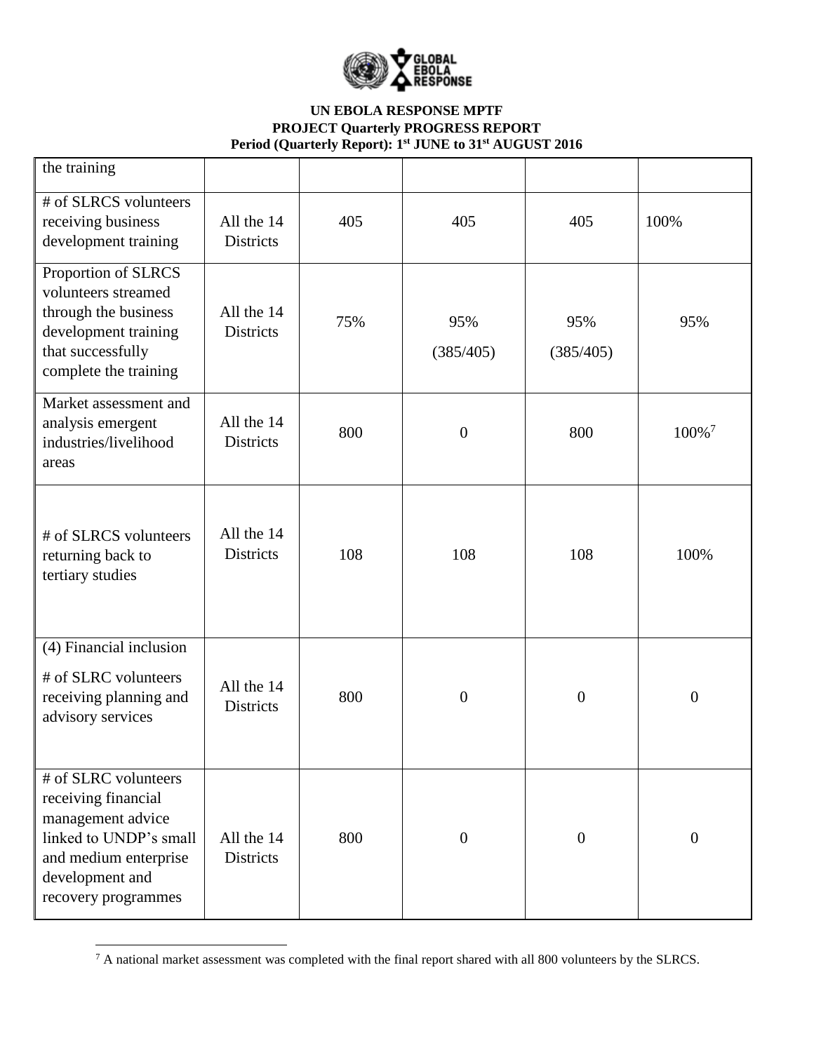| | | | | | |
|---|---|---|---|---|---|
| the training | | | | | |
| # of SLRCS volunteers receiving business development training | All the 14 Districts | 405 | 405 | 405 | 100% |
| Proportion of SLRCS volunteers streamed through the business development training that successfully complete the training | All the 14 Districts | 75% | 95% (385/405) | 95% (385/405) | 95% |
| Market assessment and analysis emergent industries/livelihood areas | All the 14 Districts | 800 | 0 | 800 | 100%[7] |
| # of SLRCS volunteers returning back to tertiary studies | All the 14 Districts | 108 | 108 | 108 | 100% |
| (4) Financial inclusion<br># of SLRC volunteers receiving planning and advisory services | All the 14 Districts | 800 | 0 | 0 | 0 |
| # of SLRC volunteers receiving financial management advice linked to UNDP's small and medium enterprise development and recovery programmes | All the 14 Districts | 800 | 0 | 0 | 0 |

[7] A national market assessment was completed with the final report shared with all 800 volunteers by the SLRCS.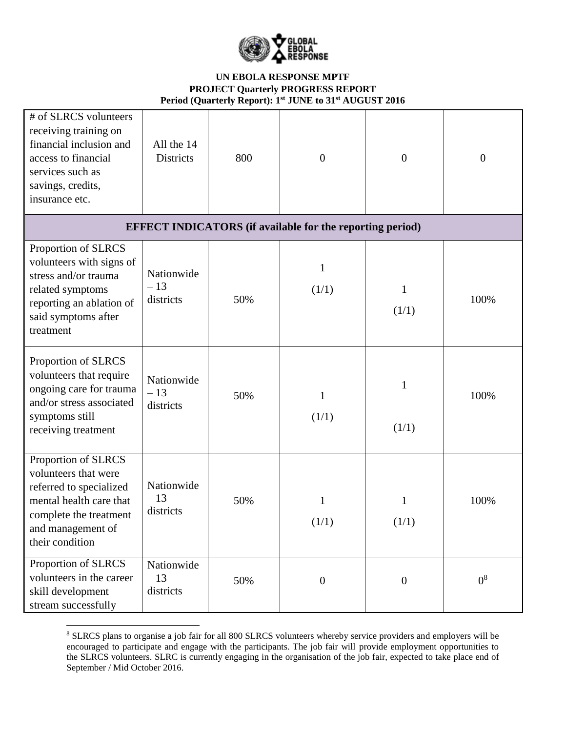| # of SLRCS volunteers receiving training on financial inclusion and access to financial services such as savings, credits, insurance etc. | All the 14 Districts | 800 | 0 | 0 | 0 |
|---|---|---|---|---|---|
| **EFFECT INDICATORS (if available for the reporting period)** | | | | | |
| Proportion of SLRCS volunteers with signs of stress and/or trauma related symptoms reporting an ablation of said symptoms after treatment | Nationwide – 13 districts | 50% | 1 (1/1) | 1 (1/1) | 100% |
| Proportion of SLRCS volunteers that require ongoing care for trauma and/or stress associated symptoms still receiving treatment | Nationwide – 13 districts | 50% | 1 (1/1) | 1 (1/1) | 100% |
| Proportion of SLRCS volunteers that were referred to specialized mental health care that complete the treatment and management of their condition | Nationwide – 13 districts | 50% | 1 (1/1) | 1 (1/1) | 100% |
| Proportion of SLRCS volunteers in the career skill development stream successfully | Nationwide – 13 districts | 50% | 0 | 0 | 0[8] |

[8] SLRCS plans to organise a job fair for all 800 SLRCS volunteers whereby service providers and employers will be encouraged to participate and engage with the participants. The job fair will provide employment opportunities to the SLRCS volunteers. SLRC is currently engaging in the organisation of the job fair, expected to take place end of September / Mid October 2016.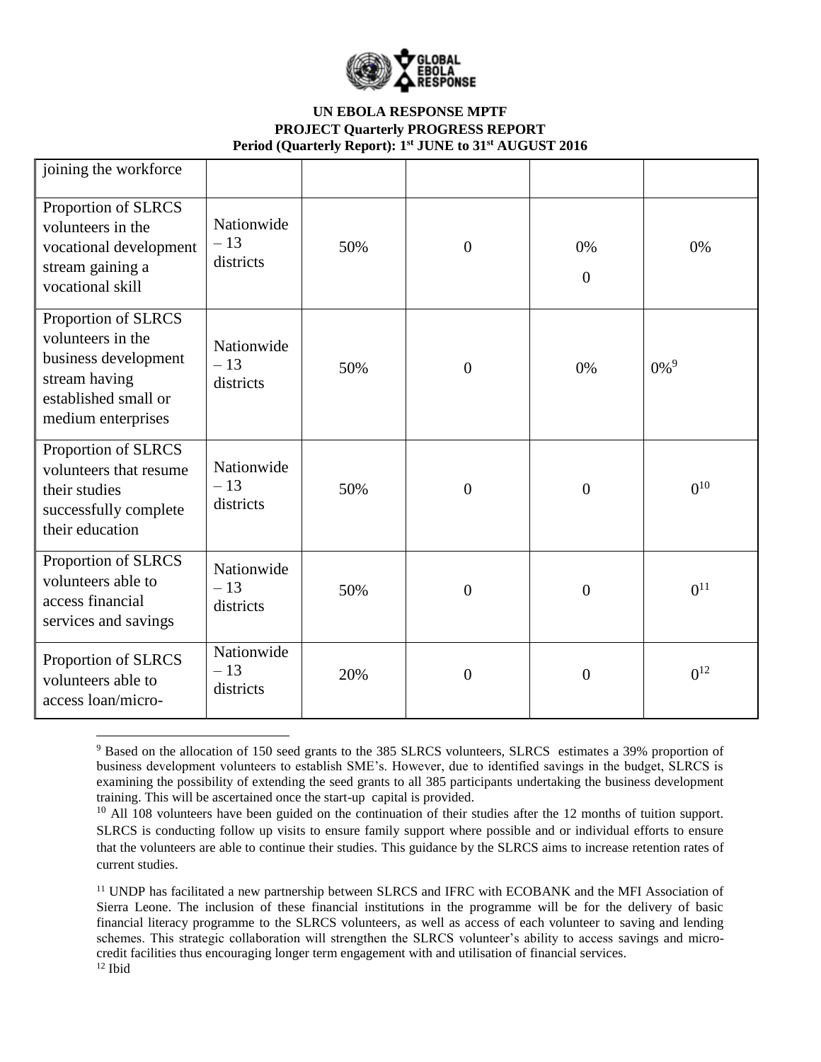| | | | | | |
|---|---|---|---|---|---|
| joining the workforce | | | | | |
| Proportion of SLRCS volunteers in the vocational development stream gaining a vocational skill | Nationwide – 13 districts | 50% | 0 | 0%<br>0 | 0% |
| Proportion of SLRCS volunteers in the business development stream having established small or medium enterprises | Nationwide – 13 districts | 50% | 0 | 0% | 0%[9] |
| Proportion of SLRCS volunteers that resume their studies successfully complete their education | Nationwide – 13 districts | 50% | 0 | 0 | 0[10] |
| Proportion of SLRCS volunteers able to access financial services and savings | Nationwide – 13 districts | 50% | 0 | 0 | 0[11] |
| Proportion of SLRCS volunteers able to access loan/micro- | Nationwide – 13 districts | 20% | 0 | 0 | 0[12] |

[9] Based on the allocation of 150 seed grants to the 385 SLRCS volunteers, SLRCS estimates a 39% proportion of business development volunteers to establish SME's. However, due to identified savings in the budget, SLRCS is examining the possibility of extending the seed grants to all 385 participants undertaking the business development training. This will be ascertained once the start-up capital is provided.

[10] All 108 volunteers have been guided on the continuation of their studies after the 12 months of tuition support. SLRCS is conducting follow up visits to ensure family support where possible and or individual efforts to ensure that the volunteers are able to continue their studies. This guidance by the SLRCS aims to increase retention rates of current studies.

[11] UNDP has facilitated a new partnership between SLRCS and IFRC with ECOBANK and the MFI Association of Sierra Leone. The inclusion of these financial institutions in the programme will be for the delivery of basic financial literacy programme to the SLRCS volunteers, as well as access of each volunteer to saving and lending schemes. This strategic collaboration will strengthen the SLRCS volunteer's ability to access savings and micro-credit facilities thus encouraging longer term engagement with and utilisation of financial services.

[12] Ibid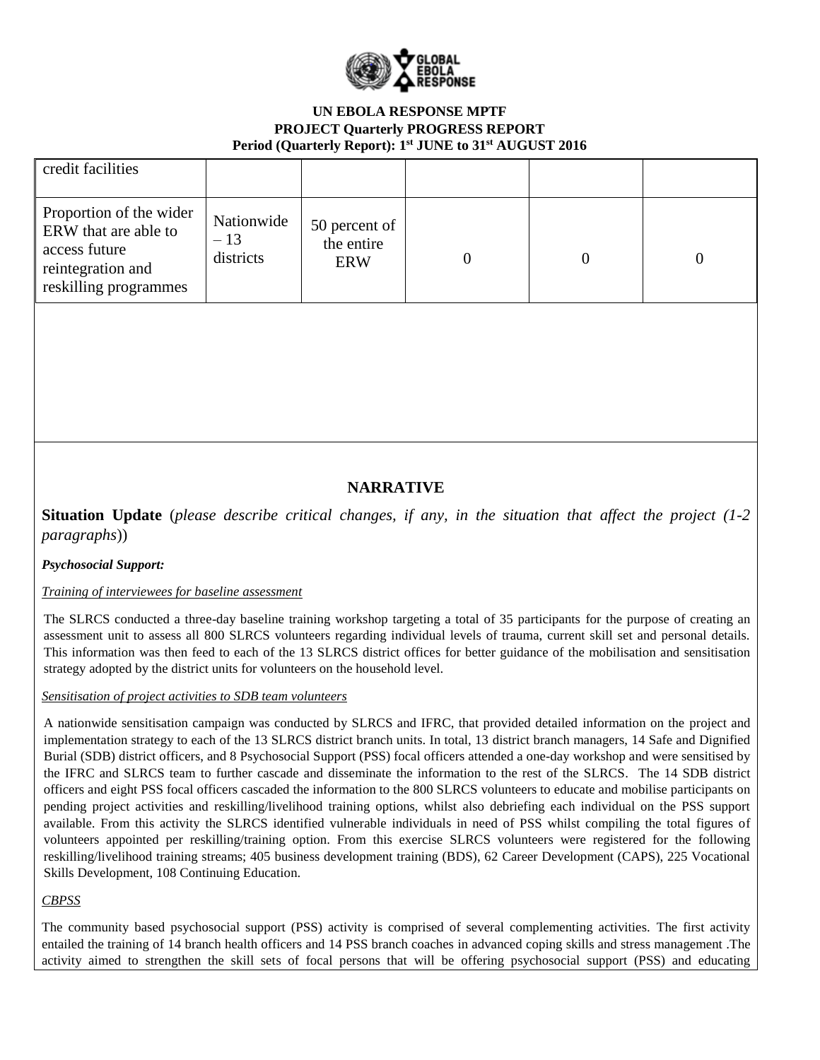| | | | | | |
|---|---|---|---|---|---|
| credit facilities | | | | | |
| Proportion of the wider ERW that are able to access future reintegration and reskilling programmes | Nationwide – 13 districts | 50 percent of the entire ERW | 0 | 0 | 0 |

## NARRATIVE

**Situation Update** (*please describe critical changes, if any, in the situation that affect the project (1-2 paragraphs)*)

***Psychosocial Support:***

*Training of interviewees for baseline assessment*

The SLRCS conducted a three-day baseline training workshop targeting a total of 35 participants for the purpose of creating an assessment unit to assess all 800 SLRCS volunteers regarding individual levels of trauma, current skill set and personal details. This information was then feed to each of the 13 SLRCS district offices for better guidance of the mobilisation and sensitisation strategy adopted by the district units for volunteers on the household level.

*Sensitisation of project activities to SDB team volunteers*

A nationwide sensitisation campaign was conducted by SLRCS and IFRC, that provided detailed information on the project and implementation strategy to each of the 13 SLRCS district branch units. In total, 13 district branch managers, 14 Safe and Dignified Burial (SDB) district officers, and 8 Psychosocial Support (PSS) focal officers attended a one-day workshop and were sensitised by the IFRC and SLRCS team to further cascade and disseminate the information to the rest of the SLRCS. The 14 SDB district officers and eight PSS focal officers cascaded the information to the 800 SLRCS volunteers to educate and mobilise participants on pending project activities and reskilling/livelihood training options, whilst also debriefing each individual on the PSS support available. From this activity the SLRCS identified vulnerable individuals in need of PSS whilst compiling the total figures of volunteers appointed per reskilling/training option. From this exercise SLRCS volunteers were registered for the following reskilling/livelihood training streams; 405 business development training (BDS), 62 Career Development (CAPS), 225 Vocational Skills Development, 108 Continuing Education.

*CBPSS*

The community based psychosocial support (PSS) activity is comprised of several complementing activities. The first activity entailed the training of 14 branch health officers and 14 PSS branch coaches in advanced coping skills and stress management .The activity aimed to strengthen the skill sets of focal persons that will be offering psychosocial support (PSS) and educating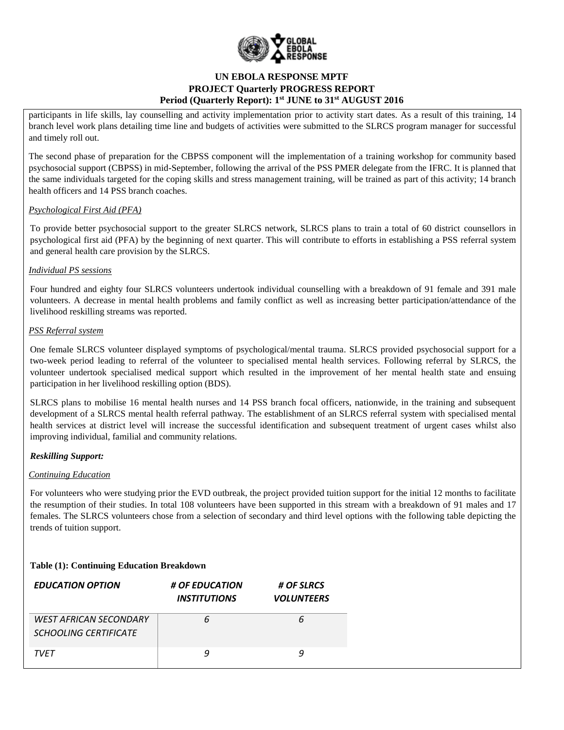participants in life skills, lay counselling and activity implementation prior to activity start dates. As a result of this training, 14 branch level work plans detailing time line and budgets of activities were submitted to the SLRCS program manager for successful and timely roll out.

The second phase of preparation for the CBPSS component will the implementation of a training workshop for community based psychosocial support (CBPSS) in mid-September, following the arrival of the PSS PMER delegate from the IFRC. It is planned that the same individuals targeted for the coping skills and stress management training, will be trained as part of this activity; 14 branch health officers and 14 PSS branch coaches.

*Psychological First Aid (PFA)*

To provide better psychosocial support to the greater SLRCS network, SLRCS plans to train a total of 60 district counsellors in psychological first aid (PFA) by the beginning of next quarter. This will contribute to efforts in establishing a PSS referral system and general health care provision by the SLRCS.

*Individual PS sessions*

Four hundred and eighty four SLRCS volunteers undertook individual counselling with a breakdown of 91 female and 391 male volunteers. A decrease in mental health problems and family conflict as well as increasing better participation/attendance of the livelihood reskilling streams was reported.

*PSS Referral system*

One female SLRCS volunteer displayed symptoms of psychological/mental trauma. SLRCS provided psychosocial support for a two-week period leading to referral of the volunteer to specialised mental health services. Following referral by SLRCS, the volunteer undertook specialised medical support which resulted in the improvement of her mental health state and ensuing participation in her livelihood reskilling option (BDS).

SLRCS plans to mobilise 16 mental health nurses and 14 PSS branch focal officers, nationwide, in the training and subsequent development of a SLRCS mental health referral pathway. The establishment of an SLRCS referral system with specialised mental health services at district level will increase the successful identification and subsequent treatment of urgent cases whilst also improving individual, familial and community relations.

***Reskilling Support:***

*Continuing Education*

For volunteers who were studying prior the EVD outbreak, the project provided tuition support for the initial 12 months to facilitate the resumption of their studies. In total 108 volunteers have been supported in this stream with a breakdown of 91 males and 17 females. The SLRCS volunteers chose from a selection of secondary and third level options with the following table depicting the trends of tuition support.

**Table (1): Continuing Education Breakdown**

| *EDUCATION OPTION* | *# OF EDUCATION INSTITUTIONS* | *# OF SLRCS VOLUNTEERS* |
|---|---|---|
| *WEST AFRICAN SECONDARY SCHOOLING CERTIFICATE* | *6* | *6* |
| *TVET* | *9* | *9* |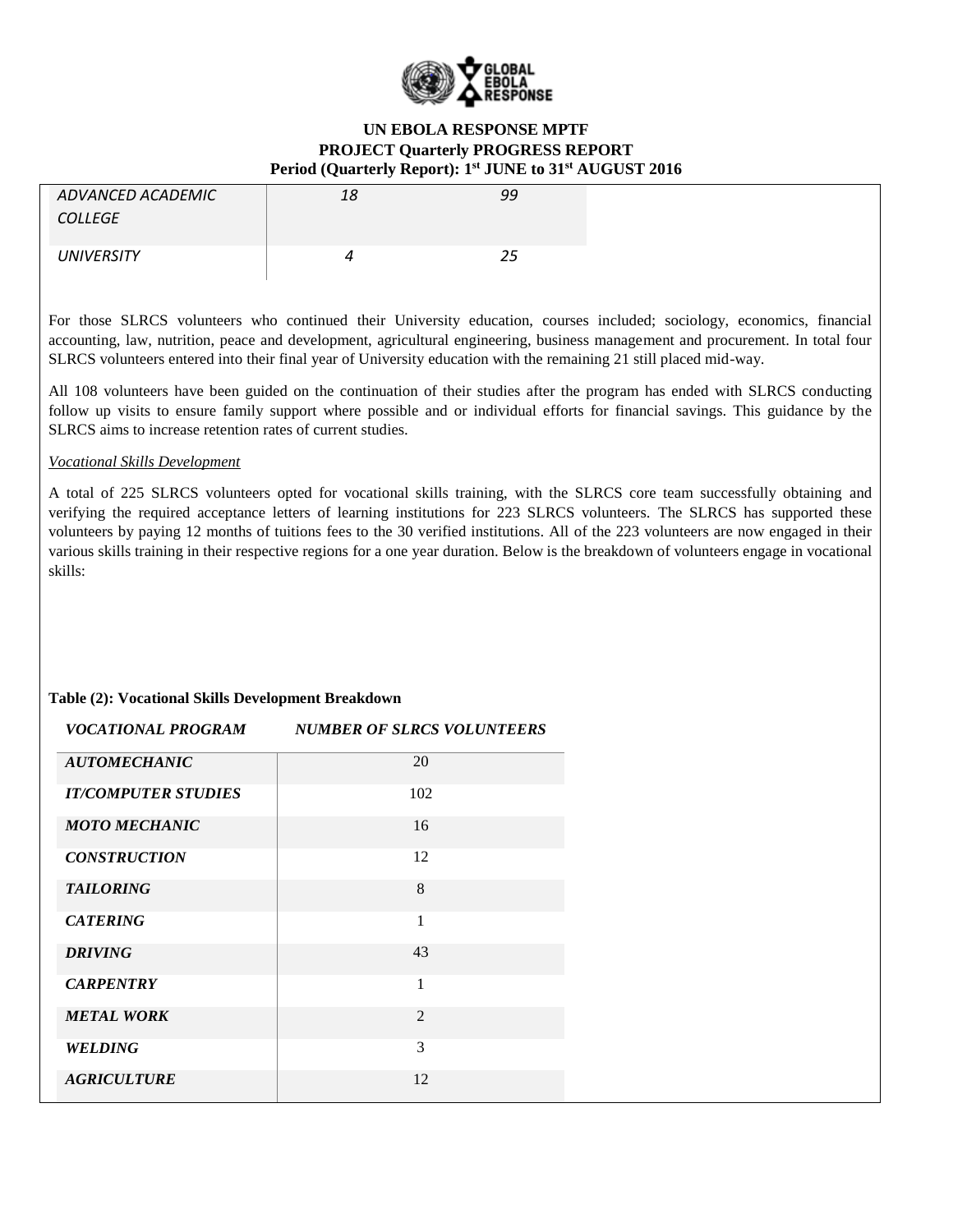| | | |
|---|---|---|
| *ADVANCED ACADEMIC COLLEGE* | *18* | *99* |
| *UNIVERSITY* | *4* | *25* |

For those SLRCS volunteers who continued their University education, courses included; sociology, economics, financial accounting, law, nutrition, peace and development, agricultural engineering, business management and procurement. In total four SLRCS volunteers entered into their final year of University education with the remaining 21 still placed mid-way.

All 108 volunteers have been guided on the continuation of their studies after the program has ended with SLRCS conducting follow up visits to ensure family support where possible and or individual efforts for financial savings. This guidance by the SLRCS aims to increase retention rates of current studies.

*Vocational Skills Development*

A total of 225 SLRCS volunteers opted for vocational skills training, with the SLRCS core team successfully obtaining and verifying the required acceptance letters of learning institutions for 223 SLRCS volunteers. The SLRCS has supported these volunteers by paying 12 months of tuitions fees to the 30 verified institutions. All of the 223 volunteers are now engaged in their various skills training in their respective regions for a one year duration. Below is the breakdown of volunteers engage in vocational skills:

**Table (2): Vocational Skills Development Breakdown**

| *VOCATIONAL PROGRAM* | *NUMBER OF SLRCS VOLUNTEERS* |
|---|---|
| ***AUTOMECHANIC*** | 20 |
| ***IT/COMPUTER STUDIES*** | 102 |
| ***MOTO MECHANIC*** | 16 |
| ***CONSTRUCTION*** | 12 |
| ***TAILORING*** | 8 |
| ***CATERING*** | 1 |
| ***DRIVING*** | 43 |
| ***CARPENTRY*** | 1 |
| ***METAL WORK*** | 2 |
| ***WELDING*** | 3 |
| ***AGRICULTURE*** | 12 |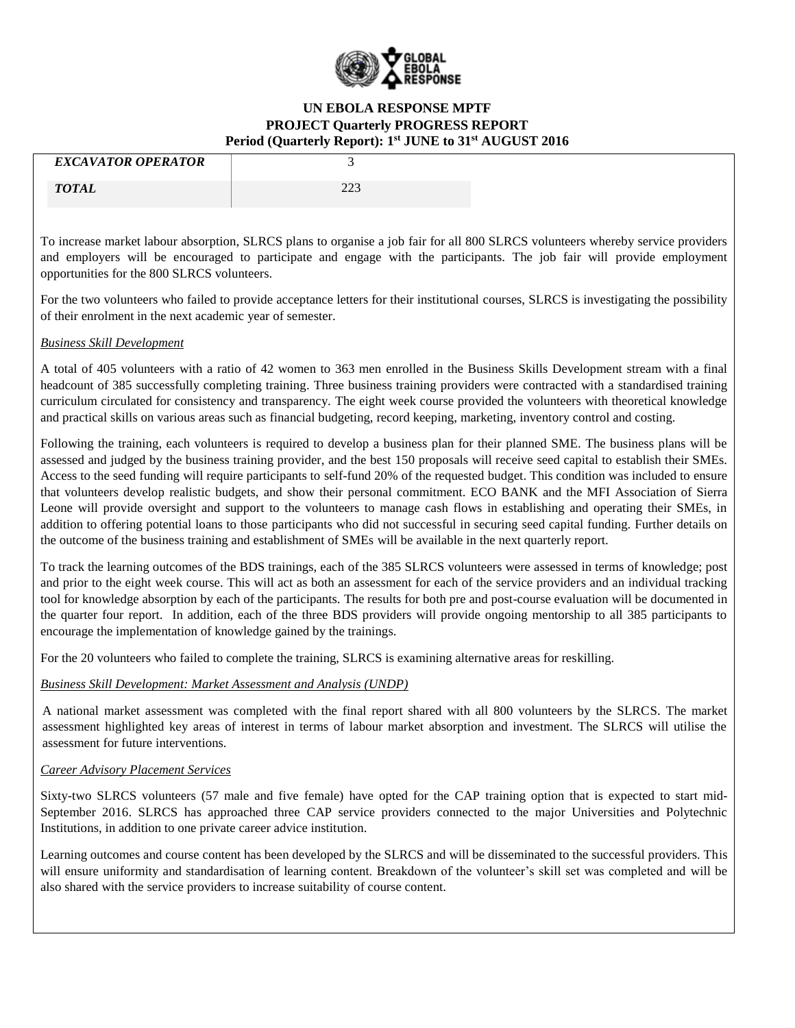| *EXCAVATOR OPERATOR* | 3 |
|---|---|
| ***TOTAL*** | 223 |

To increase market labour absorption, SLRCS plans to organise a job fair for all 800 SLRCS volunteers whereby service providers and employers will be encouraged to participate and engage with the participants. The job fair will provide employment opportunities for the 800 SLRCS volunteers.

For the two volunteers who failed to provide acceptance letters for their institutional courses, SLRCS is investigating the possibility of their enrolment in the next academic year of semester.

*Business Skill Development*

A total of 405 volunteers with a ratio of 42 women to 363 men enrolled in the Business Skills Development stream with a final headcount of 385 successfully completing training. Three business training providers were contracted with a standardised training curriculum circulated for consistency and transparency. The eight week course provided the volunteers with theoretical knowledge and practical skills on various areas such as financial budgeting, record keeping, marketing, inventory control and costing.

Following the training, each volunteers is required to develop a business plan for their planned SME. The business plans will be assessed and judged by the business training provider, and the best 150 proposals will receive seed capital to establish their SMEs. Access to the seed funding will require participants to self-fund 20% of the requested budget. This condition was included to ensure that volunteers develop realistic budgets, and show their personal commitment. ECO BANK and the MFI Association of Sierra Leone will provide oversight and support to the volunteers to manage cash flows in establishing and operating their SMEs, in addition to offering potential loans to those participants who did not successful in securing seed capital funding. Further details on the outcome of the business training and establishment of SMEs will be available in the next quarterly report.

To track the learning outcomes of the BDS trainings, each of the 385 SLRCS volunteers were assessed in terms of knowledge; post and prior to the eight week course. This will act as both an assessment for each of the service providers and an individual tracking tool for knowledge absorption by each of the participants. The results for both pre and post-course evaluation will be documented in the quarter four report. In addition, each of the three BDS providers will provide ongoing mentorship to all 385 participants to encourage the implementation of knowledge gained by the trainings.

For the 20 volunteers who failed to complete the training, SLRCS is examining alternative areas for reskilling.

*Business Skill Development: Market Assessment and Analysis (UNDP)*

A national market assessment was completed with the final report shared with all 800 volunteers by the SLRCS. The market assessment highlighted key areas of interest in terms of labour market absorption and investment. The SLRCS will utilise the assessment for future interventions.

*Career Advisory Placement Services*

Sixty-two SLRCS volunteers (57 male and five female) have opted for the CAP training option that is expected to start mid-September 2016. SLRCS has approached three CAP service providers connected to the major Universities and Polytechnic Institutions, in addition to one private career advice institution.

Learning outcomes and course content has been developed by the SLRCS and will be disseminated to the successful providers. This will ensure uniformity and standardisation of learning content. Breakdown of the volunteer's skill set was completed and will be also shared with the service providers to increase suitability of course content.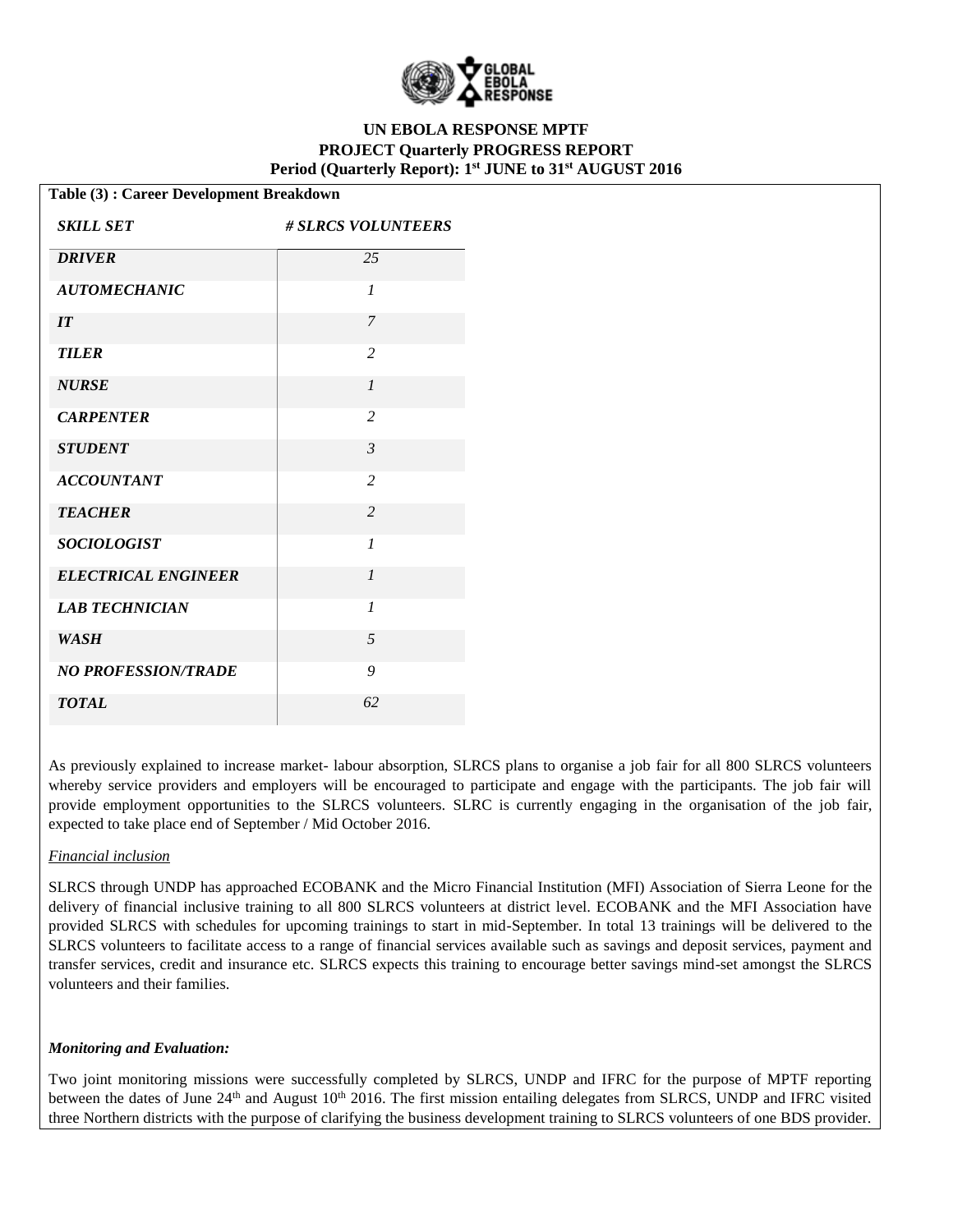**UN EBOLA RESPONSE MPTF**
**PROJECT Quarterly PROGRESS REPORT**
**Period (Quarterly Report): 1st JUNE to 31st AUGUST 2016**

**Table (3) : Career Development Breakdown**

| *SKILL SET* | *# SLRCS VOLUNTEERS* |
|---|---|
| ***DRIVER*** | *25* |
| ***AUTOMECHANIC*** | *1* |
| ***IT*** | *7* |
| ***TILER*** | *2* |
| ***NURSE*** | *1* |
| ***CARPENTER*** | *2* |
| ***STUDENT*** | *3* |
| ***ACCOUNTANT*** | *2* |
| ***TEACHER*** | *2* |
| ***SOCIOLOGIST*** | *1* |
| ***ELECTRICAL ENGINEER*** | *1* |
| ***LAB TECHNICIAN*** | *1* |
| ***WASH*** | *5* |
| ***NO PROFESSION/TRADE*** | *9* |
| ***TOTAL*** | *62* |

As previously explained to increase market- labour absorption, SLRCS plans to organise a job fair for all 800 SLRCS volunteers whereby service providers and employers will be encouraged to participate and engage with the participants. The job fair will provide employment opportunities to the SLRCS volunteers. SLRC is currently engaging in the organisation of the job fair, expected to take place end of September / Mid October 2016.

*Financial inclusion*

SLRCS through UNDP has approached ECOBANK and the Micro Financial Institution (MFI) Association of Sierra Leone for the delivery of financial inclusive training to all 800 SLRCS volunteers at district level. ECOBANK and the MFI Association have provided SLRCS with schedules for upcoming trainings to start in mid-September. In total 13 trainings will be delivered to the SLRCS volunteers to facilitate access to a range of financial services available such as savings and deposit services, payment and transfer services, credit and insurance etc. SLRCS expects this training to encourage better savings mind-set amongst the SLRCS volunteers and their families.

***Monitoring and Evaluation:***

Two joint monitoring missions were successfully completed by SLRCS, UNDP and IFRC for the purpose of MPTF reporting between the dates of June 24th and August 10th 2016. The first mission entailing delegates from SLRCS, UNDP and IFRC visited three Northern districts with the purpose of clarifying the business development training to SLRCS volunteers of one BDS provider.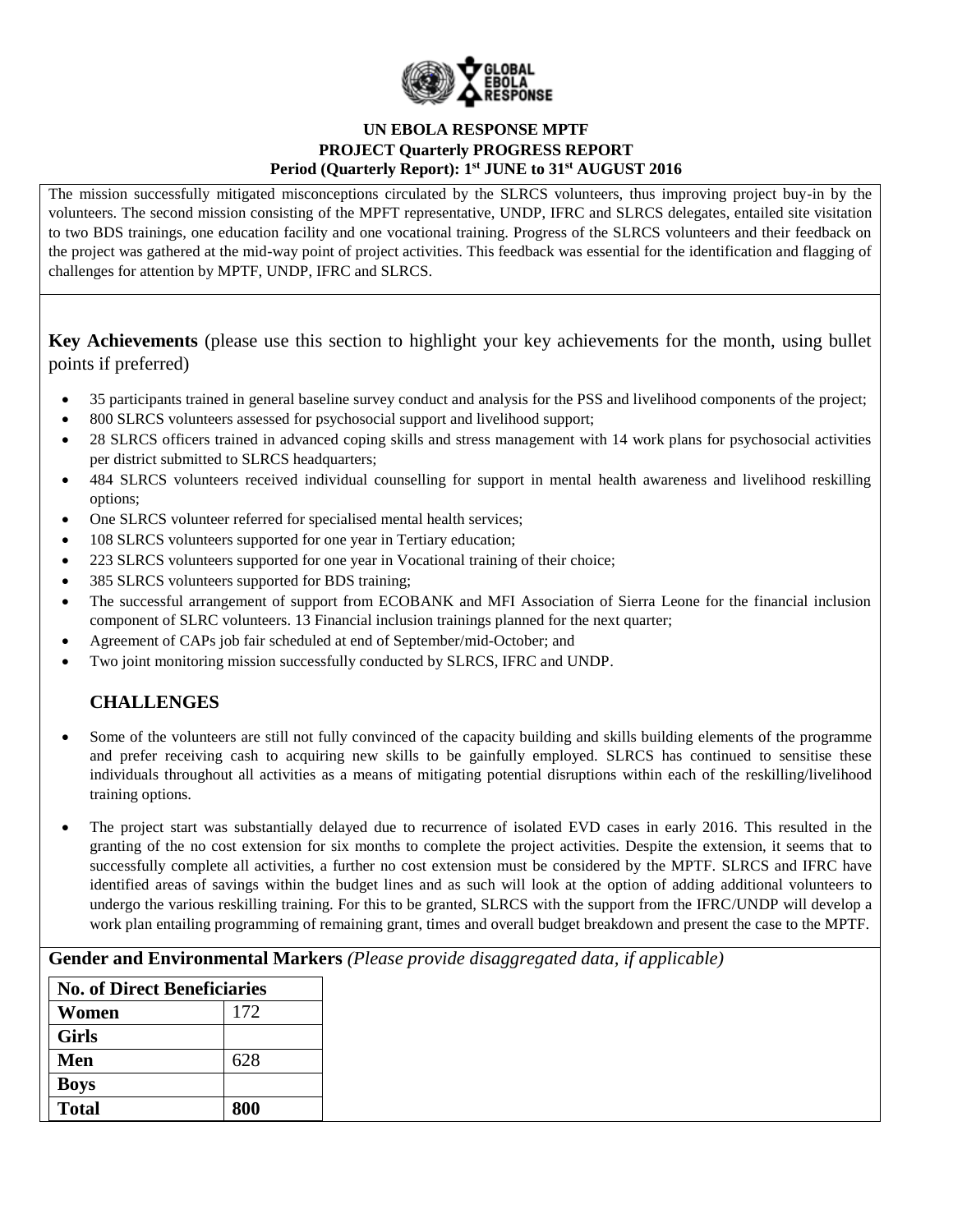**UN EBOLA RESPONSE MPTF**
**PROJECT Quarterly PROGRESS REPORT**
**Period (Quarterly Report): 1st JUNE to 31st AUGUST 2016**

The mission successfully mitigated misconceptions circulated by the SLRCS volunteers, thus improving project buy-in by the volunteers. The second mission consisting of the MPFT representative, UNDP, IFRC and SLRCS delegates, entailed site visitation to two BDS trainings, one education facility and one vocational training. Progress of the SLRCS volunteers and their feedback on the project was gathered at the mid-way point of project activities. This feedback was essential for the identification and flagging of challenges for attention by MPTF, UNDP, IFRC and SLRCS.

**Key Achievements** (please use this section to highlight your key achievements for the month, using bullet points if preferred)

- 35 participants trained in general baseline survey conduct and analysis for the PSS and livelihood components of the project;
- 800 SLRCS volunteers assessed for psychosocial support and livelihood support;
- 28 SLRCS officers trained in advanced coping skills and stress management with 14 work plans for psychosocial activities per district submitted to SLRCS headquarters;
- 484 SLRCS volunteers received individual counselling for support in mental health awareness and livelihood reskilling options;
- One SLRCS volunteer referred for specialised mental health services;
- 108 SLRCS volunteers supported for one year in Tertiary education;
- 223 SLRCS volunteers supported for one year in Vocational training of their choice;
- 385 SLRCS volunteers supported for BDS training;
- The successful arrangement of support from ECOBANK and MFI Association of Sierra Leone for the financial inclusion component of SLRC volunteers. 13 Financial inclusion trainings planned for the next quarter;
- Agreement of CAPs job fair scheduled at end of September/mid-October; and
- Two joint monitoring mission successfully conducted by SLRCS, IFRC and UNDP.

## CHALLENGES

- Some of the volunteers are still not fully convinced of the capacity building and skills building elements of the programme and prefer receiving cash to acquiring new skills to be gainfully employed. SLRCS has continued to sensitise these individuals throughout all activities as a means of mitigating potential disruptions within each of the reskilling/livelihood training options.

- The project start was substantially delayed due to recurrence of isolated EVD cases in early 2016. This resulted in the granting of the no cost extension for six months to complete the project activities. Despite the extension, it seems that to successfully complete all activities, a further no cost extension must be considered by the MPTF. SLRCS and IFRC have identified areas of savings within the budget lines and as such will look at the option of adding additional volunteers to undergo the various reskilling training. For this to be granted, SLRCS with the support from the IFRC/UNDP will develop a work plan entailing programming of remaining grant, times and overall budget breakdown and present the case to the MPTF.

**Gender and Environmental Markers** *(Please provide disaggregated data, if applicable)*

| **No. of Direct Beneficiaries** | |
|---|---|
| **Women** | 172 |
| **Girls** | |
| **Men** | 628 |
| **Boys** | |
| **Total** | **800** |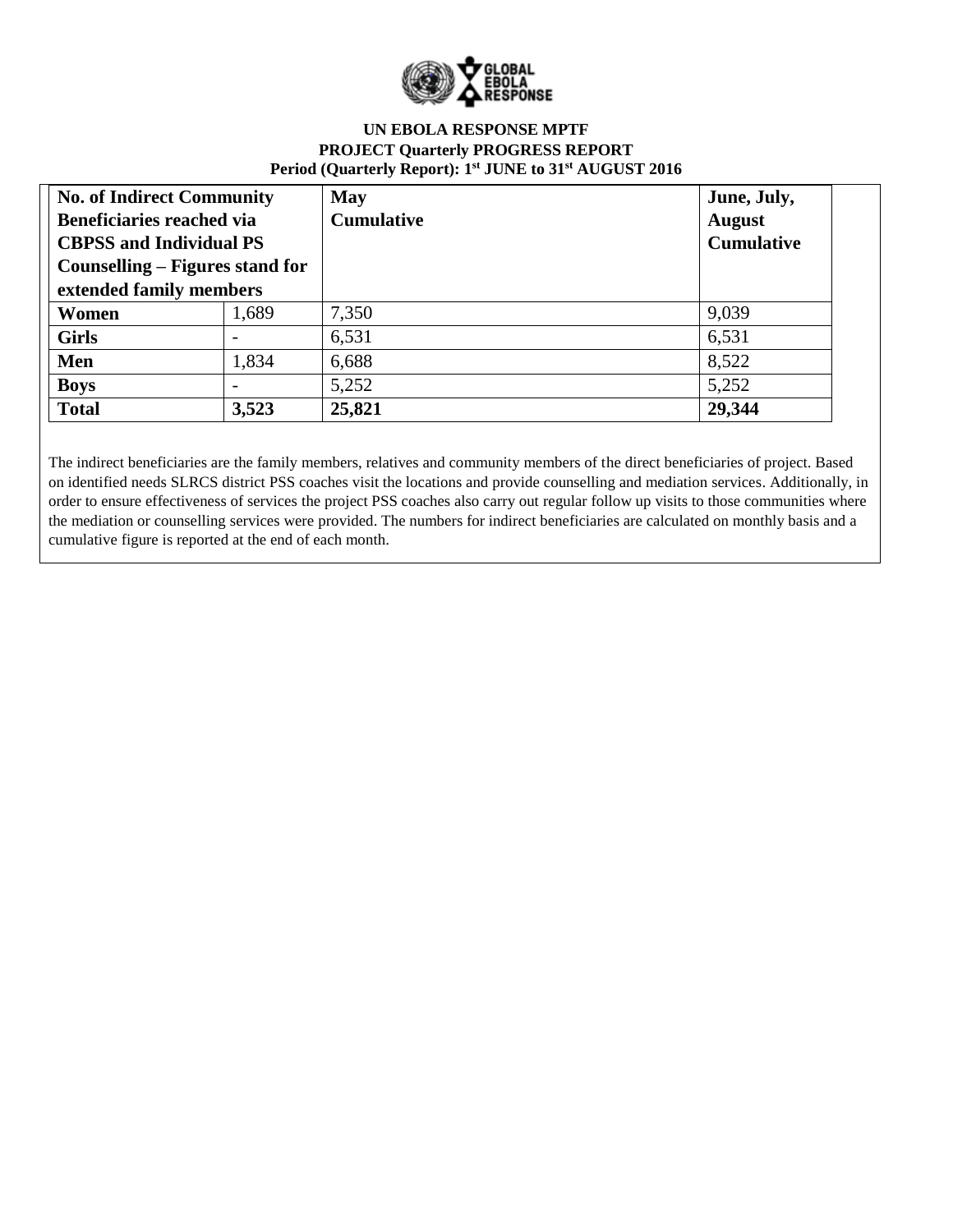**UN EBOLA RESPONSE MPTF**
**PROJECT Quarterly PROGRESS REPORT**
**Period (Quarterly Report): 1st JUNE to 31st AUGUST 2016**

| No. of Indirect Community Beneficiaries reached via CBPSS and Individual PS Counselling – Figures stand for extended family members | | May Cumulative | June, July, August Cumulative |
|---|---|---|---|
| **Women** | 1,689 | 7,350 | 9,039 |
| **Girls** | - | 6,531 | 6,531 |
| **Men** | 1,834 | 6,688 | 8,522 |
| **Boys** | - | 5,252 | 5,252 |
| **Total** | **3,523** | **25,821** | **29,344** |

The indirect beneficiaries are the family members, relatives and community members of the direct beneficiaries of project. Based on identified needs SLRCS district PSS coaches visit the locations and provide counselling and mediation services. Additionally, in order to ensure effectiveness of services the project PSS coaches also carry out regular follow up visits to those communities where the mediation or counselling services were provided. The numbers for indirect beneficiaries are calculated on monthly basis and a cumulative figure is reported at the end of each month.